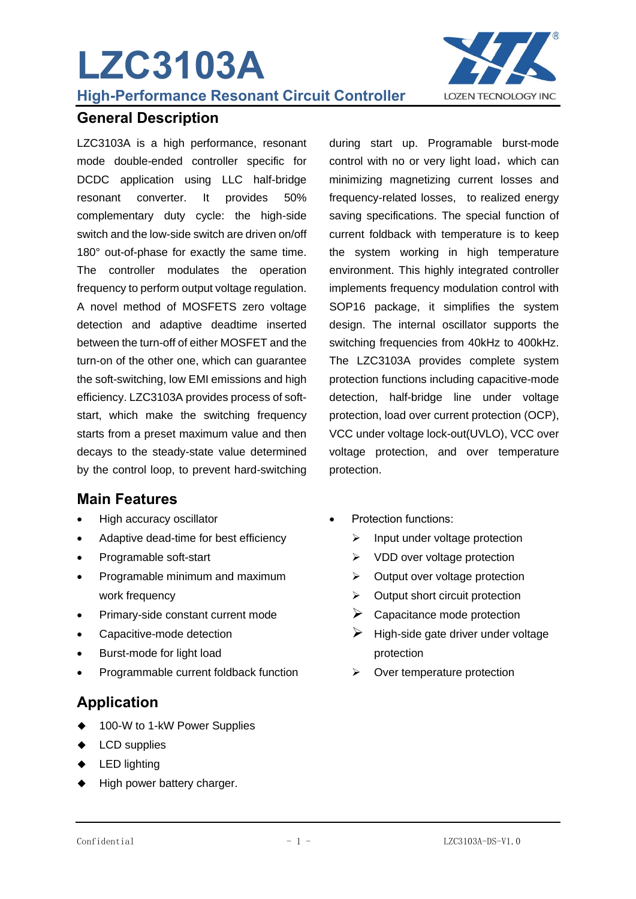# LZC3103A

**High-Performance Resonant Circuit Controller**

LOZEN TECNOLOGY INC

## General Description

LZC3103A is a high performance, resonant mode double-ended controller specific for DCDC application using LLC half-bridge resonant converter. It provides 50% complementary duty cycle: the high-side switch and the low-side switch are driven on/off 180° out-of-phase for exactly the same time. The controller modulates the operation frequency to perform output voltage regulation. A novel method of MOSFETS zero voltage detection and adaptive deadtime inserted between the turn-off of either MOSFET and the turn-on of the other one, which can guarantee the soft-switching, low EMI emissions and high efficiency. LZC3103A provides process of soft-start, which make the switching frequency starts from a preset maximum value and then decays to the steady-state value determined by the control loop, to prevent hard-switching during start up. Programable burst-mode control with no or very light load，which can minimizing magnetizing current losses and frequency-related losses, to realized energy saving specifications. The special function of current foldback with temperature is to keep the system working in high temperature environment. This highly integrated controller implements frequency modulation control with SOP16 package, it simplifies the system design. The internal oscillator supports the switching frequencies from 40kHz to 400kHz. The LZC3103A provides complete system protection functions including capacitive-mode detection, half-bridge line under voltage protection, load over current protection (OCP), VCC under voltage lock-out(UVLO), VCC over voltage protection, and over temperature protection.

## Main Features

- High accuracy oscillator
- Adaptive dead-time for best efficiency
- Programable soft-start
- Programable minimum and maximum work frequency
- Primary-side constant current mode
- Capacitive-mode detection
- Burst-mode for light load
- Programmable current foldback function
- Protection functions:
  - Input under voltage protection
  - VDD over voltage protection
  - Output over voltage protection
  - Output short circuit protection
  - Capacitance mode protection
  - High-side gate driver under voltage protection
  - Over temperature protection

## Application

- 100-W to 1-kW Power Supplies
- LCD supplies
- LED lighting
- High power battery charger.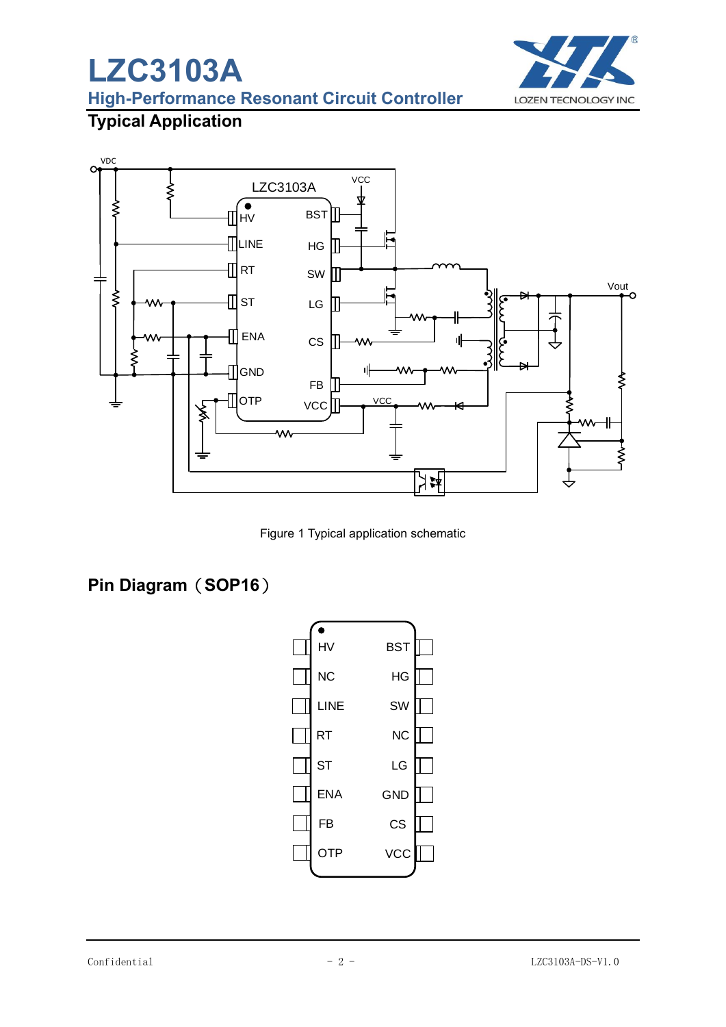## Typical Application

Figure 1 Typical application schematic

## Pin Diagram（SOP16）

| Pin | Name | Name | Pin |
|---|---|---|---|
| 1 | HV | BST | 16 |
| 2 | NC | HG | 15 |
| 3 | LINE | SW | 14 |
| 4 | RT | NC | 13 |
| 5 | ST | LG | 12 |
| 6 | ENA | GND | 11 |
| 7 | FB | CS | 10 |
| 8 | OTP | VCC | 9 |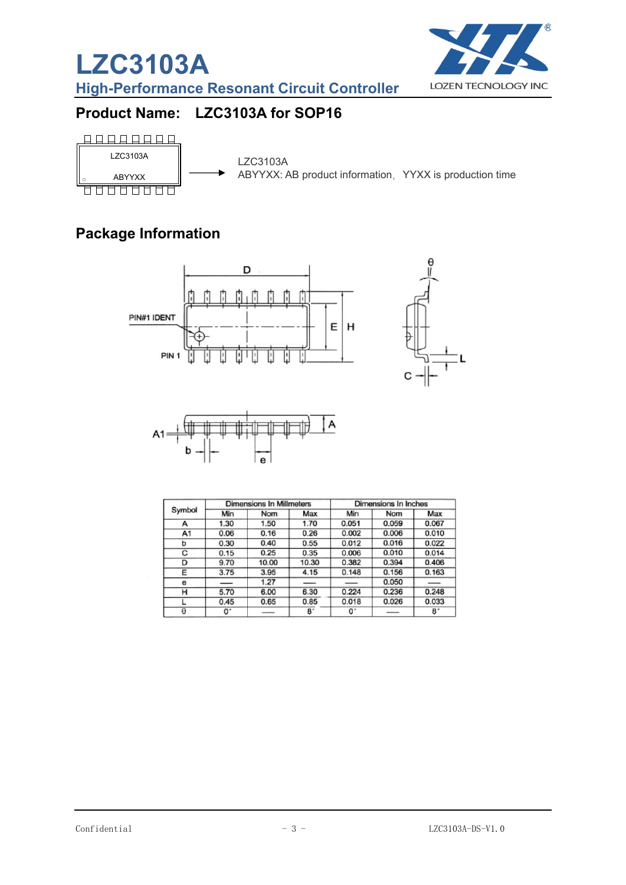# LZC3103A

## High-Performance Resonant Circuit Controller

LOZEN TECNOLOGY INC

## Product Name: LZC3103A for SOP16

LZC3103A
ABYYXX

LZC3103A
ABYYXX: AB product information, YYXX is production time

## Package Information

D
PIN#1 IDENT
PIN 1
E
H
θ
L
C
A1
A
b
e

| Symbol | Dimensions In Millmeters | | | Dimensions In Inches | | |
|---|---|---|---|---|---|---|
| | Min | Nom | Max | Min | Nom | Max |
| A | 1.30 | 1.50 | 1.70 | 0.051 | 0.059 | 0.067 |
| A1 | 0.06 | 0.16 | 0.26 | 0.002 | 0.006 | 0.010 |
| b | 0.30 | 0.40 | 0.55 | 0.012 | 0.016 | 0.022 |
| c | 0.15 | 0.25 | 0.35 | 0.006 | 0.010 | 0.014 |
| D | 9.70 | 10.00 | 10.30 | 0.382 | 0.394 | 0.406 |
| E | 3.75 | 3.95 | 4.15 | 0.148 | 0.156 | 0.163 |
| e | —— | 1.27 | —— | —— | 0.050 | —— |
| H | 5.70 | 6.00 | 6.30 | 0.224 | 0.236 | 0.248 |
| L | 0.45 | 0.65 | 0.85 | 0.018 | 0.026 | 0.033 |
| θ | 0° | —— | 8° | 0° | —— | 8° |

Confidential LZC3103A-DS-V1.0